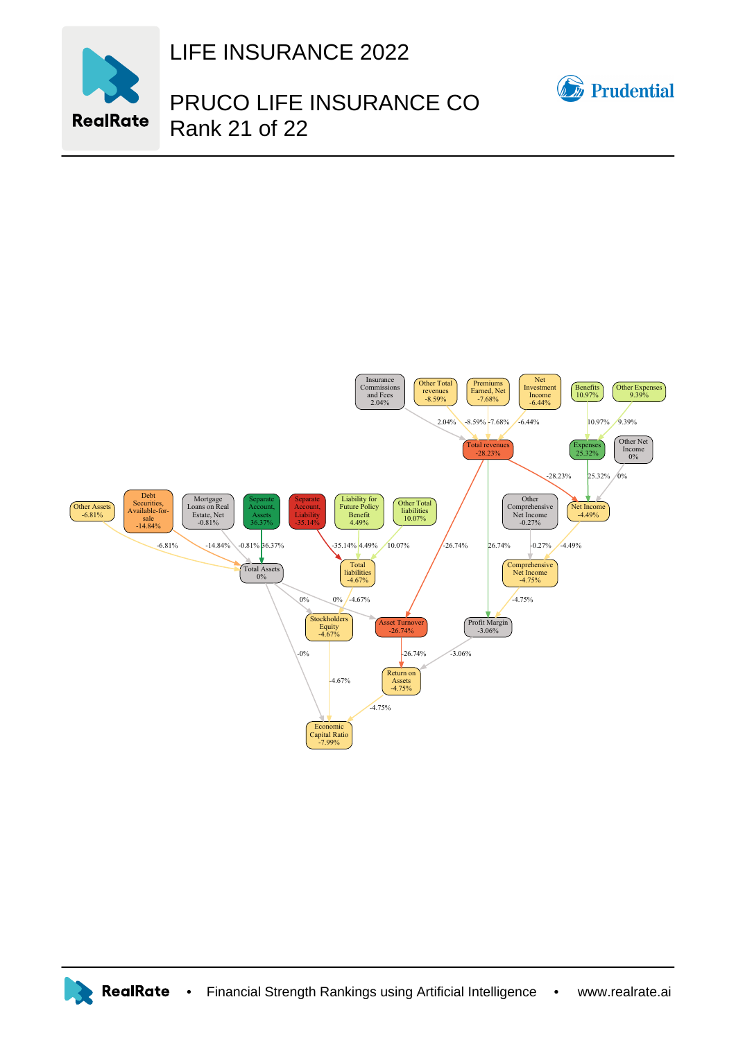# LIFE INSURANCE 2022

## PRUCO LIFE INSURANCE CO
## Rank 21 of 22

Insurance Commissions and Fees 2.04%

Other Total revenues -8.59%

Premiums Earned, Net -7.68%

Net Investment Income -6.44%

Benefits 10.97%

Other Expenses 9.39%

Total revenues -28.23%

Expenses 25.32%

Other Net Income 0%

Other Assets -6.81%

Debt Securities, Available-for-sale -14.84%

Mortgage Loans on Real Estate, Net -0.81%

Separate Account, Assets 36.37%

Separate Account, Liability -35.14%

Liability for Future Policy Benefit 4.49%

Other Total liabilities 10.07%

Other Comprehensive Net Income -0.27%

Net Income -4.49%

Total Assets 0%

Total liabilities -4.67%

Comprehensive Net Income -4.75%

Stockholders Equity -4.67%

Asset Turnover -26.74%

Profit Margin -3.06%

Return on Assets -4.75%

Economic Capital Ratio -7.99%

RealRate • Financial Strength Rankings using Artificial Intelligence • www.realrate.ai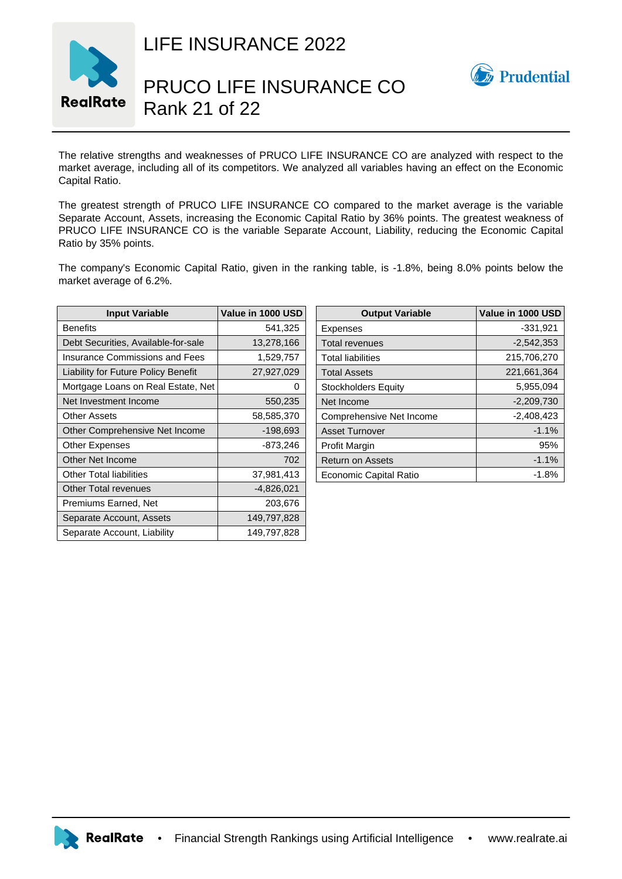# LIFE INSURANCE 2022

## PRUCO LIFE INSURANCE CO
## Rank 21 of 22

The relative strengths and weaknesses of PRUCO LIFE INSURANCE CO are analyzed with respect to the market average, including all of its competitors. We analyzed all variables having an effect on the Economic Capital Ratio.

The greatest strength of PRUCO LIFE INSURANCE CO compared to the market average is the variable Separate Account, Assets, increasing the Economic Capital Ratio by 36% points. The greatest weakness of PRUCO LIFE INSURANCE CO is the variable Separate Account, Liability, reducing the Economic Capital Ratio by 35% points.

The company's Economic Capital Ratio, given in the ranking table, is -1.8%, being 8.0% points below the market average of 6.2%.

| Input Variable | Value in 1000 USD |
|---|---|
| Benefits | 541,325 |
| Debt Securities, Available-for-sale | 13,278,166 |
| Insurance Commissions and Fees | 1,529,757 |
| Liability for Future Policy Benefit | 27,927,029 |
| Mortgage Loans on Real Estate, Net | 0 |
| Net Investment Income | 550,235 |
| Other Assets | 58,585,370 |
| Other Comprehensive Net Income | -198,693 |
| Other Expenses | -873,246 |
| Other Net Income | 702 |
| Other Total liabilities | 37,981,413 |
| Other Total revenues | -4,826,021 |
| Premiums Earned, Net | 203,676 |
| Separate Account, Assets | 149,797,828 |
| Separate Account, Liability | 149,797,828 |

| Output Variable | Value in 1000 USD |
|---|---|
| Expenses | -331,921 |
| Total revenues | -2,542,353 |
| Total liabilities | 215,706,270 |
| Total Assets | 221,661,364 |
| Stockholders Equity | 5,955,094 |
| Net Income | -2,209,730 |
| Comprehensive Net Income | -2,408,423 |
| Asset Turnover | -1.1% |
| Profit Margin | 95% |
| Return on Assets | -1.1% |
| Economic Capital Ratio | -1.8% |